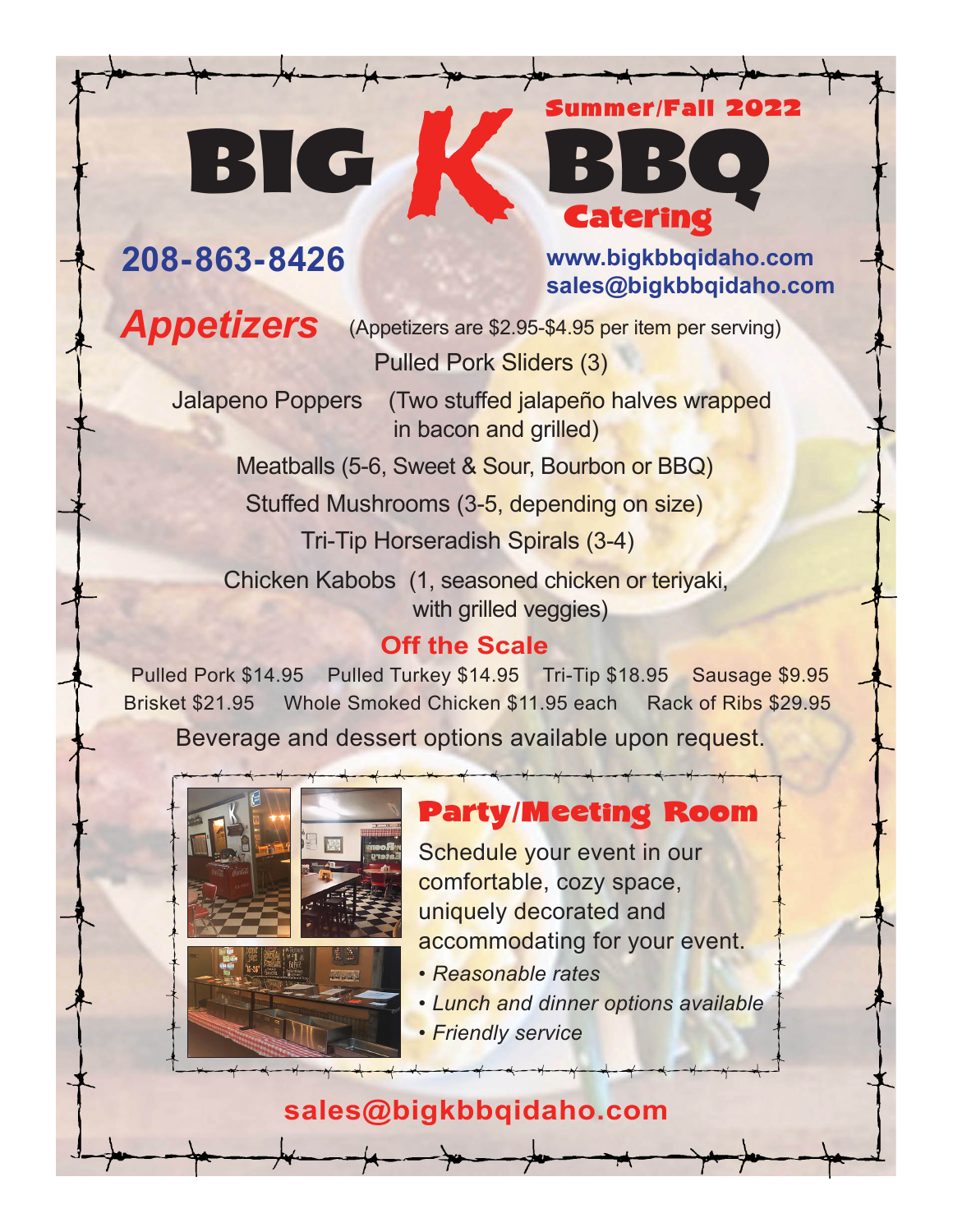# BIG K BBQ Catering

Summer/Fall 2022

**208-863-8426**

**www.bigkbbqidaho.com**
**sales@bigkbbqidaho.com**

## *Appetizers*

(Appetizers are $2.95-$4.95 per item per serving)

Pulled Pork Sliders (3)

Jalapeno Poppers (Two stuffed jalapeño halves wrapped in bacon and grilled)

Meatballs (5-6, Sweet & Sour, Bourbon or BBQ)

Stuffed Mushrooms (3-5, depending on size)

Tri-Tip Horseradish Spirals (3-4)

Chicken Kabobs (1, seasoned chicken or teriyaki, with grilled veggies)

### Off the Scale

Pulled Pork $14.95 Pulled Turkey $14.95 Tri-Tip $18.95 Sausage $9.95
Brisket $21.95 Whole Smoked Chicken $11.95 each Rack of Ribs $29.95

Beverage and dessert options available upon request.

## Party/Meeting Room

Schedule your event in our comfortable, cozy space, uniquely decorated and accommodating for your event.

- *Reasonable rates*
- *Lunch and dinner options available*
- *Friendly service*

**sales@bigkbbqidaho.com**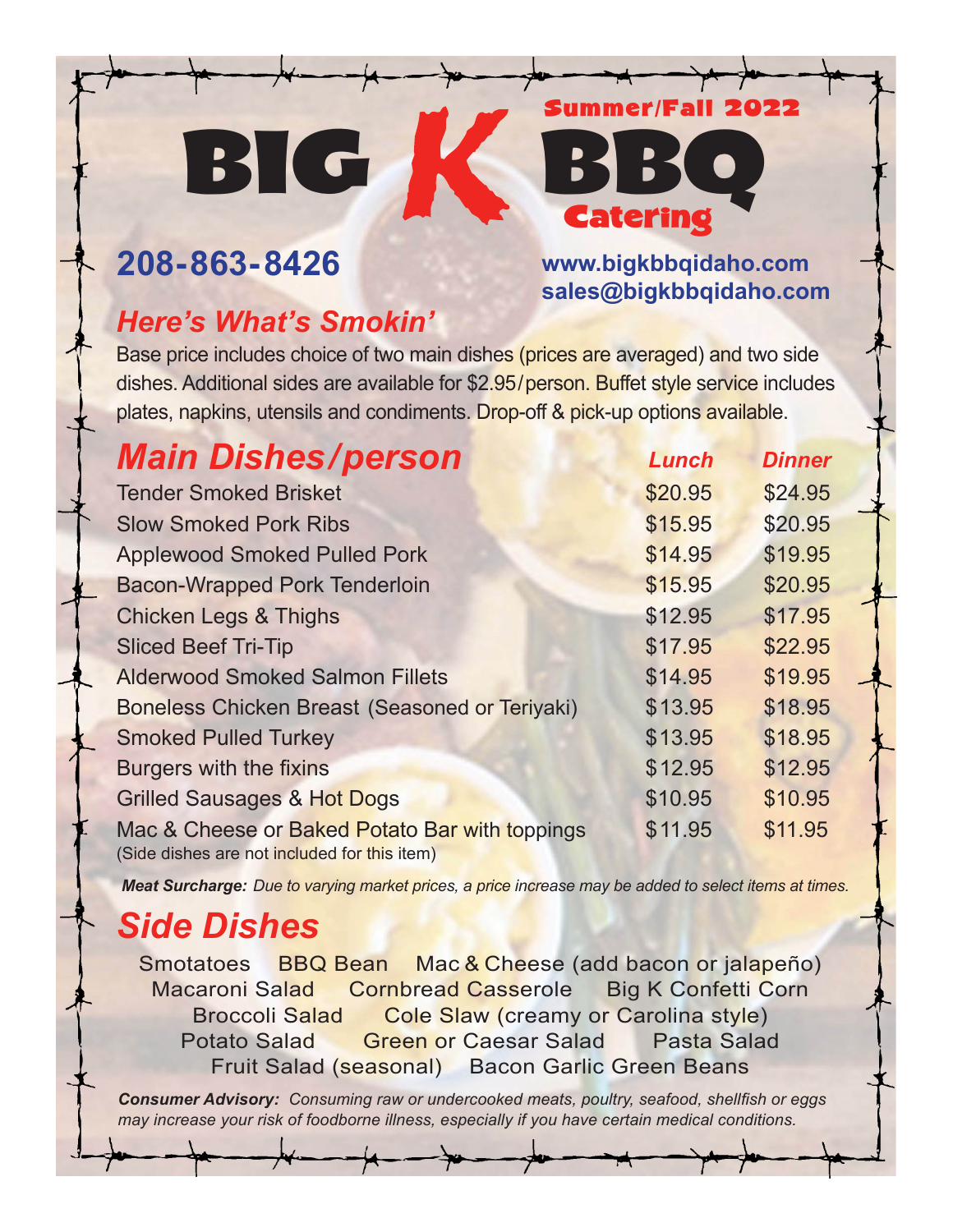# BIG K BBQ

Summer/Fall 2022

Catering

208-863-8426

www.bigkbbqidaho.com
sales@bigkbbqidaho.com

## *Here's What's Smokin'*

Base price includes choice of two main dishes (prices are averaged) and two side dishes. Additional sides are available for $2.95/person. Buffet style service includes plates, napkins, utensils and condiments. Drop-off & pick-up options available.

## *Main Dishes/person*

| | *Lunch* | *Dinner* |
|---|---|---|
| Tender Smoked Brisket | $20.95 | $24.95 |
| Slow Smoked Pork Ribs | $15.95 | $20.95 |
| Applewood Smoked Pulled Pork | $14.95 | $19.95 |
| Bacon-Wrapped Pork Tenderloin | $15.95 | $20.95 |
| Chicken Legs & Thighs | $12.95 | $17.95 |
| Sliced Beef Tri-Tip | $17.95 | $22.95 |
| Alderwood Smoked Salmon Fillets | $14.95 | $19.95 |
| Boneless Chicken Breast (Seasoned or Teriyaki) | $13.95 | $18.95 |
| Smoked Pulled Turkey | $13.95 | $18.95 |
| Burgers with the fixins | $12.95 | $12.95 |
| Grilled Sausages & Hot Dogs | $10.95 | $10.95 |
| Mac & Cheese or Baked Potato Bar with toppings (Side dishes are not included for this item) | $11.95 | $11.95 |

***Meat Surcharge:*** *Due to varying market prices, a price increase may be added to select items at times.*

## *Side Dishes*

Smotatoes    BBQ Bean    Mac & Cheese (add bacon or jalapeño)
Macaroni Salad    Cornbread Casserole    Big K Confetti Corn
Broccoli Salad    Cole Slaw (creamy or Carolina style)
Potato Salad    Green or Caesar Salad    Pasta Salad
Fruit Salad (seasonal)    Bacon Garlic Green Beans

***Consumer Advisory:*** *Consuming raw or undercooked meats, poultry, seafood, shellfish or eggs may increase your risk of foodborne illness, especially if you have certain medical conditions.*